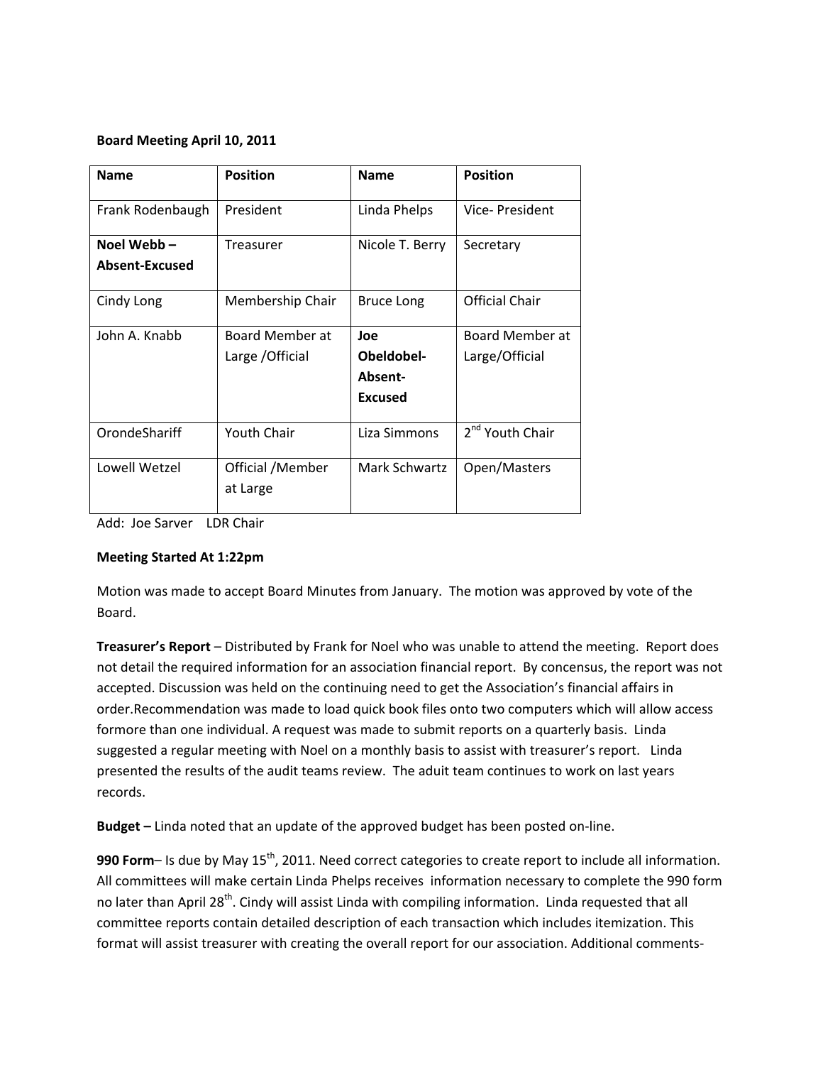**Board Meeting April 10, 2011**

| Name | Position | Name | Position |
|---|---|---|---|
| Frank Rodenbaugh | President | Linda Phelps | Vice- President |
| **Noel Webb – Absent-Excused** | Treasurer | Nicole T. Berry | Secretary |
| Cindy Long | Membership Chair | Bruce Long | Official Chair |
| John A. Knabb | Board Member at Large /Official | **Joe Obeldobel-Absent-Excused** | Board Member at Large/Official |
| OrondeShariff | Youth Chair | Liza Simmons | 2nd Youth Chair |
| Lowell Wetzel | Official /Member at Large | Mark Schwartz | Open/Masters |

Add: Joe Sarver LDR Chair

**Meeting Started At 1:22pm**

Motion was made to accept Board Minutes from January. The motion was approved by vote of the Board.

**Treasurer's Report** – Distributed by Frank for Noel who was unable to attend the meeting. Report does not detail the required information for an association financial report. By concensus, the report was not accepted. Discussion was held on the continuing need to get the Association's financial affairs in order.Recommendation was made to load quick book files onto two computers which will allow access formore than one individual. A request was made to submit reports on a quarterly basis. Linda suggested a regular meeting with Noel on a monthly basis to assist with treasurer's report. Linda presented the results of the audit teams review. The aduit team continues to work on last years records.

**Budget –** Linda noted that an update of the approved budget has been posted on-line.

**990 Form**– Is due by May 15th, 2011. Need correct categories to create report to include all information. All committees will make certain Linda Phelps receives information necessary to complete the 990 form no later than April 28th. Cindy will assist Linda with compiling information. Linda requested that all committee reports contain detailed description of each transaction which includes itemization. This format will assist treasurer with creating the overall report for our association. Additional comments-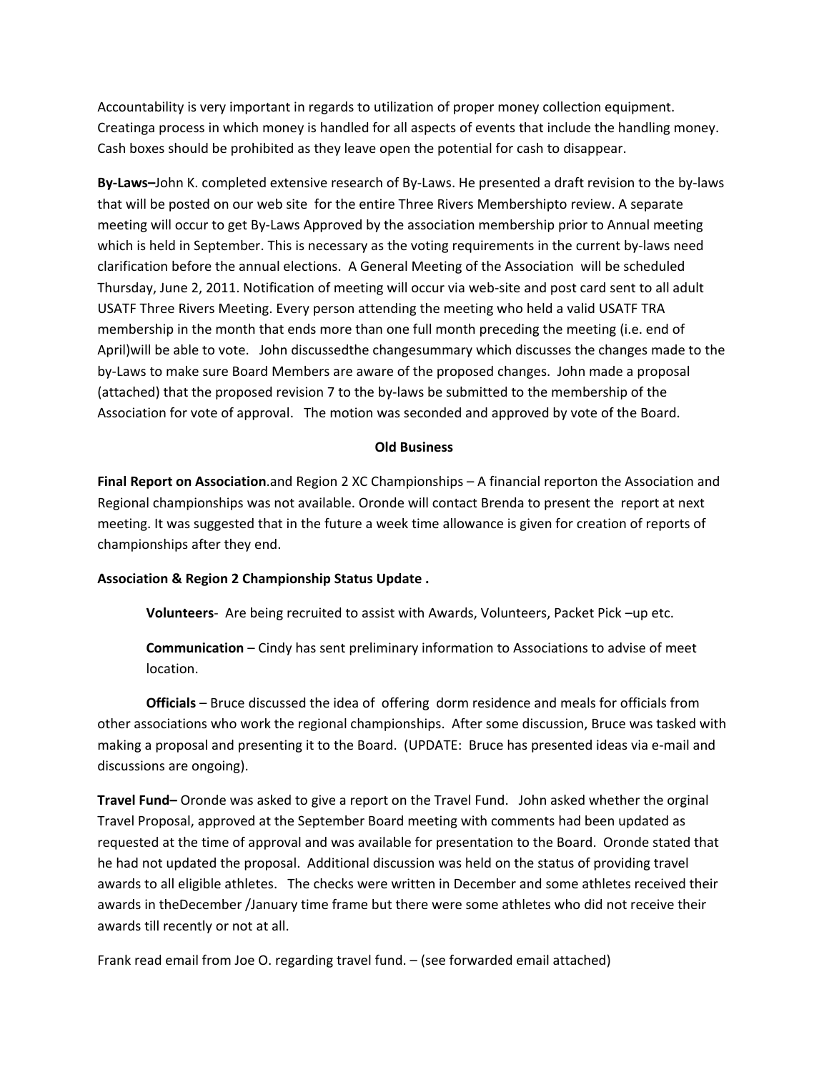Accountability is very important in regards to utilization of proper money collection equipment. Creatinga process in which money is handled for all aspects of events that include the handling money. Cash boxes should be prohibited as they leave open the potential for cash to disappear.

**By-Laws–**John K. completed extensive research of By-Laws. He presented a draft revision to the by-laws that will be posted on our web site for the entire Three Rivers Membershipto review. A separate meeting will occur to get By-Laws Approved by the association membership prior to Annual meeting which is held in September. This is necessary as the voting requirements in the current by-laws need clarification before the annual elections. A General Meeting of the Association will be scheduled Thursday, June 2, 2011. Notification of meeting will occur via web-site and post card sent to all adult USATF Three Rivers Meeting. Every person attending the meeting who held a valid USATF TRA membership in the month that ends more than one full month preceding the meeting (i.e. end of April)will be able to vote. John discussedthe changesummary which discusses the changes made to the by-Laws to make sure Board Members are aware of the proposed changes. John made a proposal (attached) that the proposed revision 7 to the by-laws be submitted to the membership of the Association for vote of approval. The motion was seconded and approved by vote of the Board.

**Old Business**

**Final Report on Association**.and Region 2 XC Championships – A financial reporton the Association and Regional championships was not available. Oronde will contact Brenda to present the report at next meeting. It was suggested that in the future a week time allowance is given for creation of reports of championships after they end.

**Association & Region 2 Championship Status Update .**

**Volunteers**- Are being recruited to assist with Awards, Volunteers, Packet Pick –up etc.

**Communication** – Cindy has sent preliminary information to Associations to advise of meet location.

**Officials** – Bruce discussed the idea of offering dorm residence and meals for officials from other associations who work the regional championships. After some discussion, Bruce was tasked with making a proposal and presenting it to the Board. (UPDATE: Bruce has presented ideas via e-mail and discussions are ongoing).

**Travel Fund–** Oronde was asked to give a report on the Travel Fund. John asked whether the orginal Travel Proposal, approved at the September Board meeting with comments had been updated as requested at the time of approval and was available for presentation to the Board. Oronde stated that he had not updated the proposal. Additional discussion was held on the status of providing travel awards to all eligible athletes. The checks were written in December and some athletes received their awards in theDecember /January time frame but there were some athletes who did not receive their awards till recently or not at all.

Frank read email from Joe O. regarding travel fund. – (see forwarded email attached)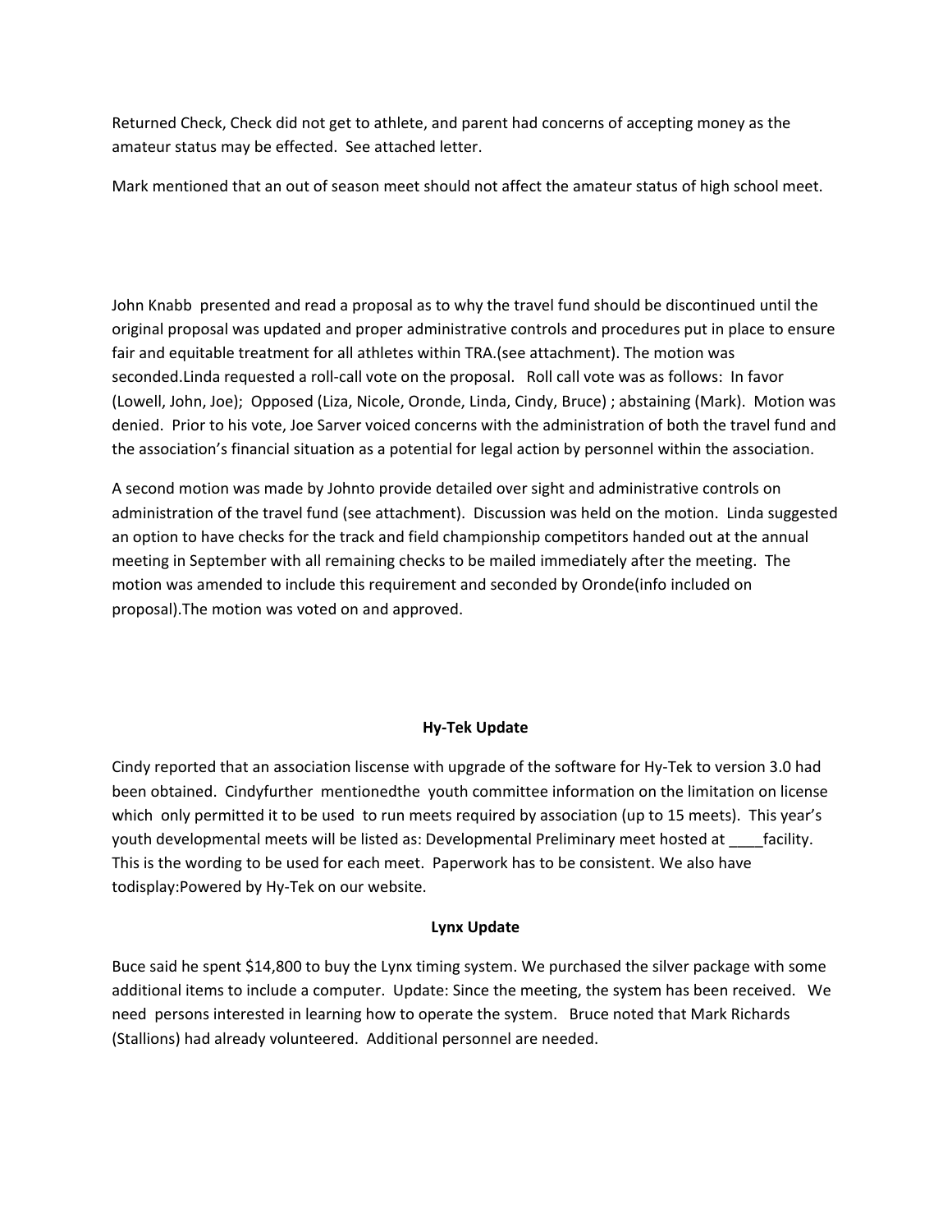Returned Check, Check did not get to athlete, and parent had concerns of accepting money as the amateur status may be effected. See attached letter.

Mark mentioned that an out of season meet should not affect the amateur status of high school meet.

John Knabb presented and read a proposal as to why the travel fund should be discontinued until the original proposal was updated and proper administrative controls and procedures put in place to ensure fair and equitable treatment for all athletes within TRA.(see attachment). The motion was seconded.Linda requested a roll-call vote on the proposal. Roll call vote was as follows: In favor (Lowell, John, Joe); Opposed (Liza, Nicole, Oronde, Linda, Cindy, Bruce) ; abstaining (Mark). Motion was denied. Prior to his vote, Joe Sarver voiced concerns with the administration of both the travel fund and the association's financial situation as a potential for legal action by personnel within the association.

A second motion was made by Johnto provide detailed over sight and administrative controls on administration of the travel fund (see attachment). Discussion was held on the motion. Linda suggested an option to have checks for the track and field championship competitors handed out at the annual meeting in September with all remaining checks to be mailed immediately after the meeting. The motion was amended to include this requirement and seconded by Oronde(info included on proposal).The motion was voted on and approved.

**Hy-Tek Update**

Cindy reported that an association liscense with upgrade of the software for Hy-Tek to version 3.0 had been obtained. Cindyfurther mentionedthe youth committee information on the limitation on license which only permitted it to be used to run meets required by association (up to 15 meets). This year's youth developmental meets will be listed as: Developmental Preliminary meet hosted at ____facility. This is the wording to be used for each meet. Paperwork has to be consistent. We also have todisplay:Powered by Hy-Tek on our website.

**Lynx Update**

Buce said he spent $14,800 to buy the Lynx timing system. We purchased the silver package with some additional items to include a computer. Update: Since the meeting, the system has been received. We need persons interested in learning how to operate the system. Bruce noted that Mark Richards (Stallions) had already volunteered. Additional personnel are needed.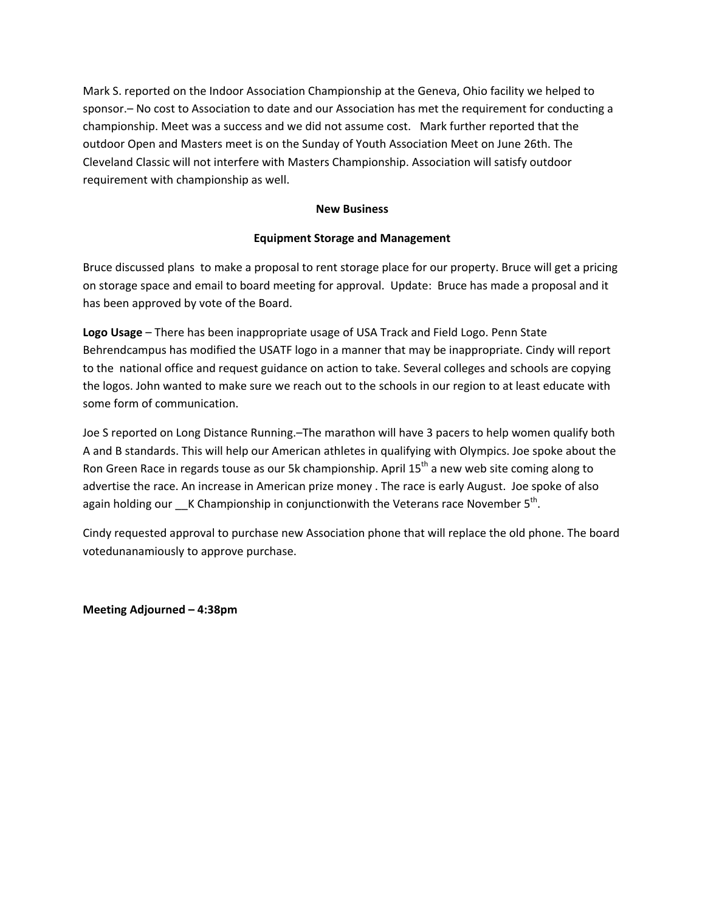Mark S. reported on the Indoor Association Championship at the Geneva, Ohio facility we helped to sponsor.– No cost to Association to date and our Association has met the requirement for conducting a championship. Meet was a success and we did not assume cost.   Mark further reported that the outdoor Open and Masters meet is on the Sunday of Youth Association Meet on June 26th. The Cleveland Classic will not interfere with Masters Championship. Association will satisfy outdoor requirement with championship as well.

**New Business**

**Equipment Storage and Management**

Bruce discussed plans  to make a proposal to rent storage place for our property. Bruce will get a pricing on storage space and email to board meeting for approval.  Update:  Bruce has made a proposal and it has been approved by vote of the Board.

**Logo Usage** – There has been inappropriate usage of USA Track and Field Logo. Penn State Behrendcampus has modified the USATF logo in a manner that may be inappropriate. Cindy will report to the  national office and request guidance on action to take. Several colleges and schools are copying the logos. John wanted to make sure we reach out to the schools in our region to at least educate with some form of communication.

Joe S reported on Long Distance Running.–The marathon will have 3 pacers to help women qualify both A and B standards. This will help our American athletes in qualifying with Olympics. Joe spoke about the Ron Green Race in regards touse as our 5k championship. April 15th a new web site coming along to advertise the race. An increase in American prize money . The race is early August.  Joe spoke of also again holding our __K Championship in conjunctionwith the Veterans race November 5th.

Cindy requested approval to purchase new Association phone that will replace the old phone. The board votedunanamiously to approve purchase.

**Meeting Adjourned – 4:38pm**